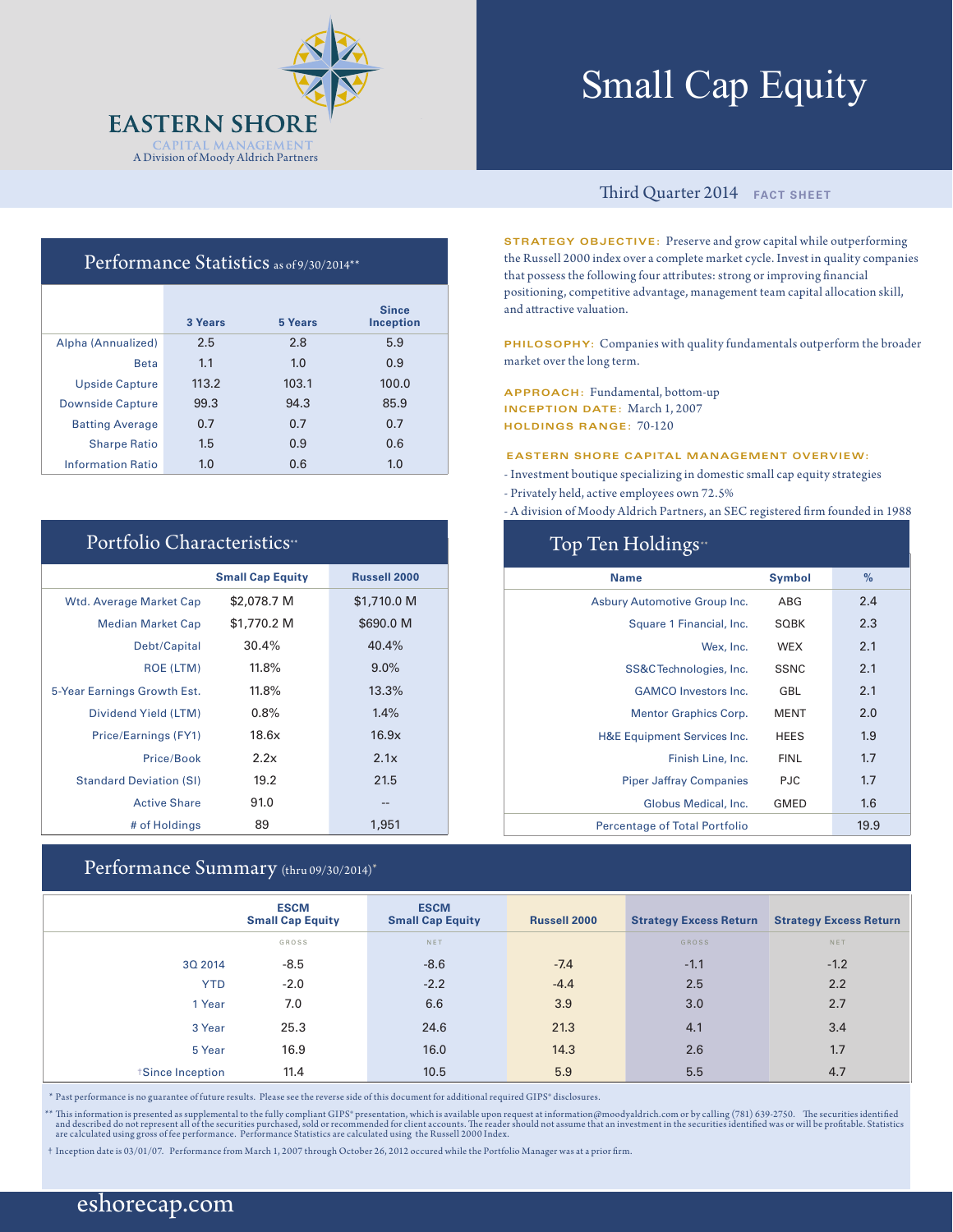# EASTERN SHORE
CAPITAL MANAGEMENT
A Division of Moody Aldrich Partners

# Small Cap Equity

Third Quarter 2014 **FACT SHEET**

## Performance Statistics as of 9/30/2014**

| | 3 Years | 5 Years | Since Inception |
|---|---|---|---|
| Alpha (Annualized) | 2.5 | 2.8 | 5.9 |
| Beta | 1.1 | 1.0 | 0.9 |
| Upside Capture | 113.2 | 103.1 | 100.0 |
| Downside Capture | 99.3 | 94.3 | 85.9 |
| Batting Average | 0.7 | 0.7 | 0.7 |
| Sharpe Ratio | 1.5 | 0.9 | 0.6 |
| Information Ratio | 1.0 | 0.6 | 1.0 |

**STRATEGY OBJECTIVE:** Preserve and grow capital while outperforming the Russell 2000 index over a complete market cycle. Invest in quality companies that possess the following four attributes: strong or improving financial positioning, competitive advantage, management team capital allocation skill, and attractive valuation.

**PHILOSOPHY:** Companies with quality fundamentals outperform the broader market over the long term.

**APPROACH:** Fundamental, bottom-up
**INCEPTION DATE:** March 1, 2007
**HOLDINGS RANGE:** 70-120

**EASTERN SHORE CAPITAL MANAGEMENT OVERVIEW:**

- Investment boutique specializing in domestic small cap equity strategies
- Privately held, active employees own 72.5%
- A division of Moody Aldrich Partners, an SEC registered firm founded in 1988

## Portfolio Characteristics**

| | Small Cap Equity | Russell 2000 |
|---|---|---|
| Wtd. Average Market Cap | $2,078.7 M | $1,710.0 M |
| Median Market Cap | $1,770.2 M | $690.0 M |
| Debt/Capital | 30.4% | 40.4% |
| ROE (LTM) | 11.8% | 9.0% |
| 5-Year Earnings Growth Est. | 11.8% | 13.3% |
| Dividend Yield (LTM) | 0.8% | 1.4% |
| Price/Earnings (FY1) | 18.6x | 16.9x |
| Price/Book | 2.2x | 2.1x |
| Standard Deviation (SI) | 19.2 | 21.5 |
| Active Share | 91.0 | -- |
| # of Holdings | 89 | 1,951 |

## Top Ten Holdings**

| Name | Symbol | % |
|---|---|---|
| Asbury Automotive Group Inc. | ABG | 2.4 |
| Square 1 Financial, Inc. | SQBK | 2.3 |
| Wex, Inc. | WEX | 2.1 |
| SS&C Technologies, Inc. | SSNC | 2.1 |
| GAMCO Investors Inc. | GBL | 2.1 |
| Mentor Graphics Corp. | MENT | 2.0 |
| H&E Equipment Services Inc. | HEES | 1.9 |
| Finish Line, Inc. | FINL | 1.7 |
| Piper Jaffray Companies | PJC | 1.7 |
| Globus Medical, Inc. | GMED | 1.6 |
| Percentage of Total Portfolio | | 19.9 |

## Performance Summary (thru 09/30/2014)*

| | ESCM Small Cap Equity | ESCM Small Cap Equity | Russell 2000 | Strategy Excess Return | Strategy Excess Return |
|---|---|---|---|---|---|
| | GROSS | NET | | GROSS | NET |
| 3Q 2014 | -8.5 | -8.6 | -7.4 | -1.1 | -1.2 |
| YTD | -2.0 | -2.2 | -4.4 | 2.5 | 2.2 |
| 1 Year | 7.0 | 6.6 | 3.9 | 3.0 | 2.7 |
| 3 Year | 25.3 | 24.6 | 21.3 | 4.1 | 3.4 |
| 5 Year | 16.9 | 16.0 | 14.3 | 2.6 | 1.7 |
| †Since Inception | 11.4 | 10.5 | 5.9 | 5.5 | 4.7 |

\* Past performance is no guarantee of future results. Please see the reverse side of this document for additional required GIPS® disclosures.

** This information is presented as supplemental to the fully compliant GIPS® presentation, which is available upon request at information@moodyaldrich.com or by calling (781) 639-2750. The securities identified and described do not represent all of the securities purchased, sold or recommended for client accounts. The reader should not assume that an investment in the securities identified was or will be profitable. Statistics are calculated using gross of fee performance. Performance Statistics are calculated using the Russell 2000 Index.

† Inception date is 03/01/07. Performance from March 1, 2007 through October 26, 2012 occured while the Portfolio Manager was at a prior firm.

eshorecap.com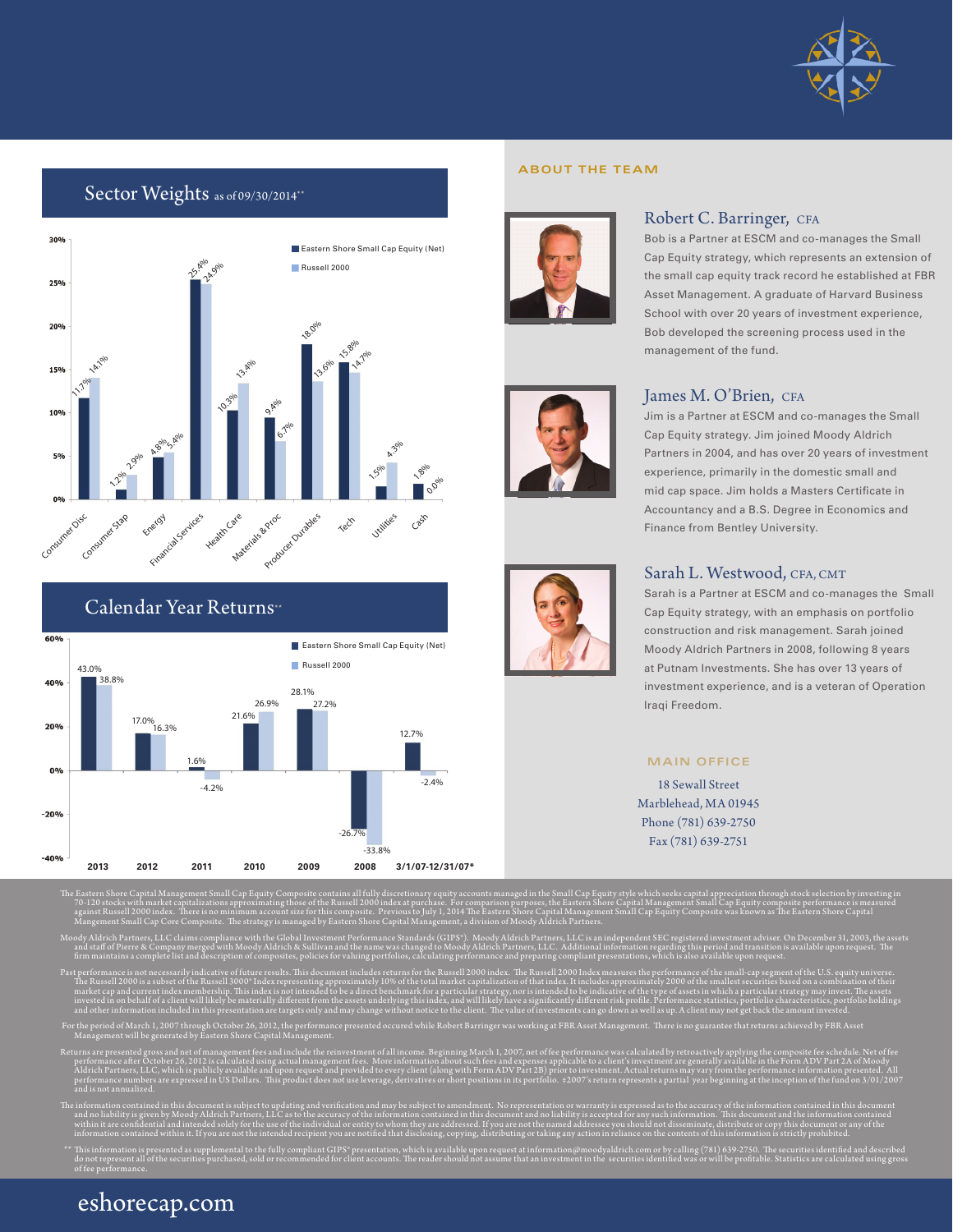## Sector Weights as of 09/30/2014**

30%
25%
20%
15%
10%
5%
0%

Eastern Shore Small Cap Equity (Net)
Russell 2000

11.7% 14.1%
1.2% 2.9%
4.8% 5.4%
25.4% 24.9%
10.3% 13.4%
9.4% 6.7%
18.0% 13.6%
15.8% 14.7%
1.5% 4.3%
1.8% 0.0%

Consumer Disc
Consumer Stap
Energy
Financial Services
Health Care
Materials & Proc
Producer Durables
Tech
Utilities
Cash

## Calendar Year Returns**

60%
40%
20%
0%
-20%
-40%

Eastern Shore Small Cap Equity (Net)
Russell 2000

43.0% 38.8%
17.0% 16.3%
1.6% -4.2%
21.6% 26.9%
28.1% 27.2%
-26.7% -33.8%
12.7% -2.4%

2013
2012
2011
2010
2009
2008
3/1/07-12/31/07*

## ABOUT THE TEAM

### Robert C. Barringer, CFA

Bob is a Partner at ESCM and co-manages the Small Cap Equity strategy, which represents an extension of the small cap equity track record he established at FBR Asset Management. A graduate of Harvard Business School with over 20 years of investment experience, Bob developed the screening process used in the management of the fund.

### James M. O'Brien, CFA

Jim is a Partner at ESCM and co-manages the Small Cap Equity strategy. Jim joined Moody Aldrich Partners in 2004, and has over 20 years of investment experience, primarily in the domestic small and mid cap space. Jim holds a Masters Certificate in Accountancy and a B.S. Degree in Economics and Finance from Bentley University.

### Sarah L. Westwood, CFA, CMT

Sarah is a Partner at ESCM and co-manages the Small Cap Equity strategy, with an emphasis on portfolio construction and risk management. Sarah joined Moody Aldrich Partners in 2008, following 8 years at Putnam Investments. She has over 13 years of investment experience, and is a veteran of Operation Iraqi Freedom.

## MAIN OFFICE

18 Sewall Street
Marblehead, MA 01945
Phone (781) 639-2750
Fax (781) 639-2751

The Eastern Shore Capital Management Small Cap Equity Composite contains all fully discretionary equity accounts managed in the Small Cap Equity style which seeks capital appreciation through stock selection by investing in 70-120 stocks with market capitalizations approximating those of the Russell 2000 index at purchase. For comparison purposes, the Eastern Shore Capital Management Small Cap Equity composite performance is measured against Russell 2000 index. There is no minimum account size for this composite. Previous to July 1, 2014 The Eastern Shore Capital Management Small Cap Equity Composite was known as The Eastern Shore Capital Mangement Small Cap Core Composite. The strategy is managed by Eastern Shore Capital Management, a division of Moody Aldrich Partners.

Moody Aldrich Partners, LLC claims compliance with the Global Investment Performance Standards (GIPS®). Moody Aldrich Partners, LLC is an independent SEC registered investment adviser. On December 31, 2003, the assets and staff of Pierre & Company merged with Moody Aldrich & Sullivan and the name was changed to Moody Aldrich Partners, LLC. Additional information regarding this period and transition is available upon request. The firm maintains a complete list and description of composites, policies for valuing portfolios, calculating performance and preparing compliant presentations, which is also available upon request.

Past performance is not necessarily indicative of future results. This document includes returns for the Russell 2000 index. The Russell 2000 Index measures the performance of the small-cap segment of the U.S. equity universe. The Russell 2000 is a subset of the Russell 3000® Index representing approximately 10% of the total market capitalization of that index. It includes approximately 2000 of the smallest securities based on a combination of their market cap and current index membership. This index is not intended to be a direct benchmark for a particular strategy, nor is intended to be indicative of the type of assets in which a particular strategy may invest. The assets invested in on behalf of a client will likely be materially different from the assets underlying this index, and will likely have a significantly different risk profile. Performance statistics, portfolio characteristics, portfolio holdings and other information included in this presentation are targets only and may change without notice to the client. The value of investments can go down as well as up. A client may not get back the amount invested.

For the period of March 1, 2007 through October 26, 2012, the performance presented occured while Robert Barringer was working at FBR Asset Management. There is no guarantee that returns achieved by FBR Asset Management will be generated by Eastern Shore Capital Management.

Returns are presented gross and net of management fees and include the reinvestment of all income. Beginning March 1, 2007, net of fee performance was calculated by retroactively applying the composite fee schedule. Net of fee performance after October 26, 2012 is calculated using actual management fees. More information about such fees and expenses applicable to a client's investment are generally available in the Form ADV Part 2A of Moody Aldrich Partners, LLC, which is publicly available and upon request and provided to every client (along with Form ADV Part 2B) prior to investment. Actual returns may vary from the performance information presented. All performance numbers are expressed in US Dollars. This product does not use leverage, derivatives or short positions in its portfolio. ‡2007's return represents a partial year beginning at the inception of the fund on 3/01/2007 and is not annualized.

The information contained in this document is subject to updating and verification and may be subject to amendment. No representation or warranty is expressed as to the accuracy of the information contained in this document and no liability is given by Moody Aldrich Partners, LLC as to the accuracy of the information contained in this document and no liability is accepted for any such information. This document and the information contained within it are confidential and intended solely for the use of the individual or entity to whom they are addressed. If you are not the named addressee you should not disseminate, distribute or copy this document or any of the information contained within it. If you are not the intended recipient you are notified that disclosing, copying, distributing or taking any action in reliance on the contents of this information is strictly prohibited.

** This information is presented as supplemental to the fully compliant GIPS® presentation, which is available upon request at information@moodyaldrich.com or by calling (781) 639-2750. The securities identified and described do not represent all of the securities purchased, sold or recommended for client accounts. The reader should not assume that an investment in the securities identified was or will be profitable. Statistics are calculated using gross of fee performance.

eshorecap.com